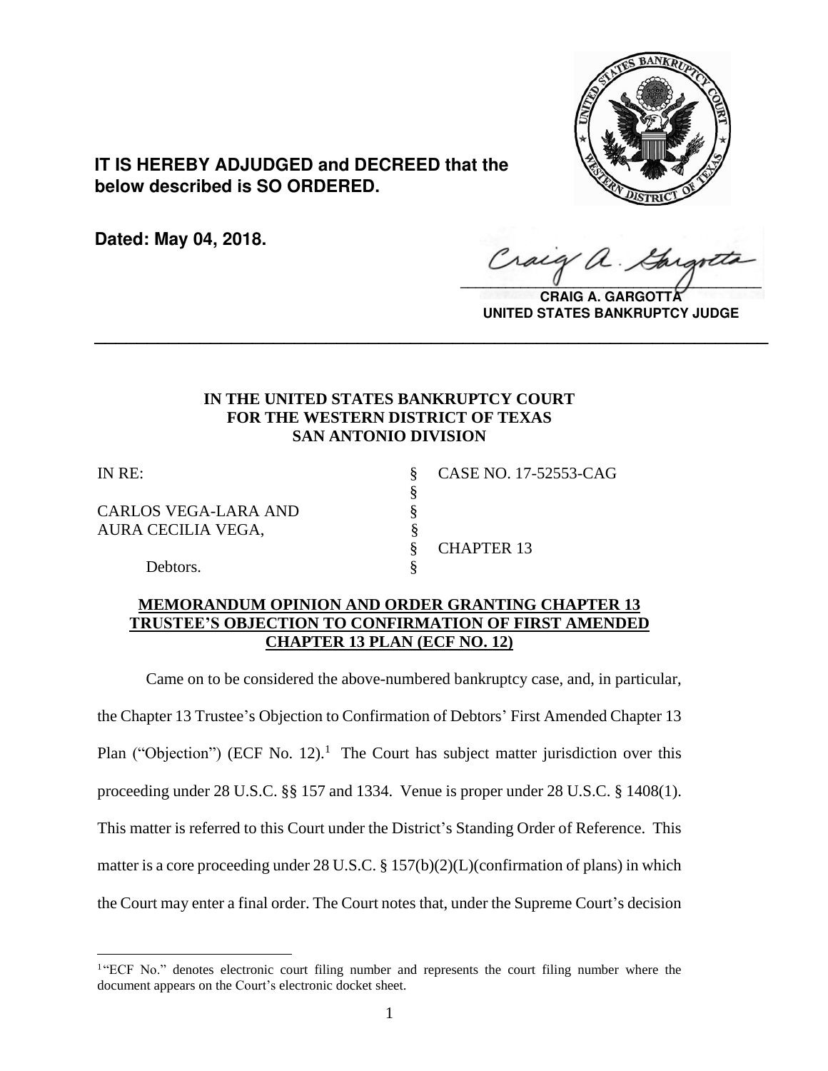**IT IS HEREBY ADJUDGED and DECREED that the below described is SO ORDERED.**

**Dated: May 04, 2018.**

**CRAIG A. GARGOTTA**
**UNITED STATES BANKRUPTCY JUDGE**

---

**IN THE UNITED STATES BANKRUPTCY COURT**
**FOR THE WESTERN DISTRICT OF TEXAS**
**SAN ANTONIO DIVISION**

| | | |
|---|---|---|
| IN RE: | § | CASE NO. 17-52553-CAG |
| | § | |
| CARLOS VEGA-LARA AND | § | |
| AURA CECILIA VEGA, | § | |
| | § | CHAPTER 13 |
| Debtors. | § | |

**MEMORANDUM OPINION AND ORDER GRANTING CHAPTER 13 TRUSTEE'S OBJECTION TO CONFIRMATION OF FIRST AMENDED CHAPTER 13 PLAN (ECF NO. 12)**

Came on to be considered the above-numbered bankruptcy case, and, in particular, the Chapter 13 Trustee's Objection to Confirmation of Debtors' First Amended Chapter 13 Plan ("Objection") (ECF No. 12).[1] The Court has subject matter jurisdiction over this proceeding under 28 U.S.C. §§ 157 and 1334. Venue is proper under 28 U.S.C. § 1408(1). This matter is referred to this Court under the District's Standing Order of Reference. This matter is a core proceeding under 28 U.S.C. § 157(b)(2)(L)(confirmation of plans) in which the Court may enter a final order. The Court notes that, under the Supreme Court's decision

[1] "ECF No." denotes electronic court filing number and represents the court filing number where the document appears on the Court's electronic docket sheet.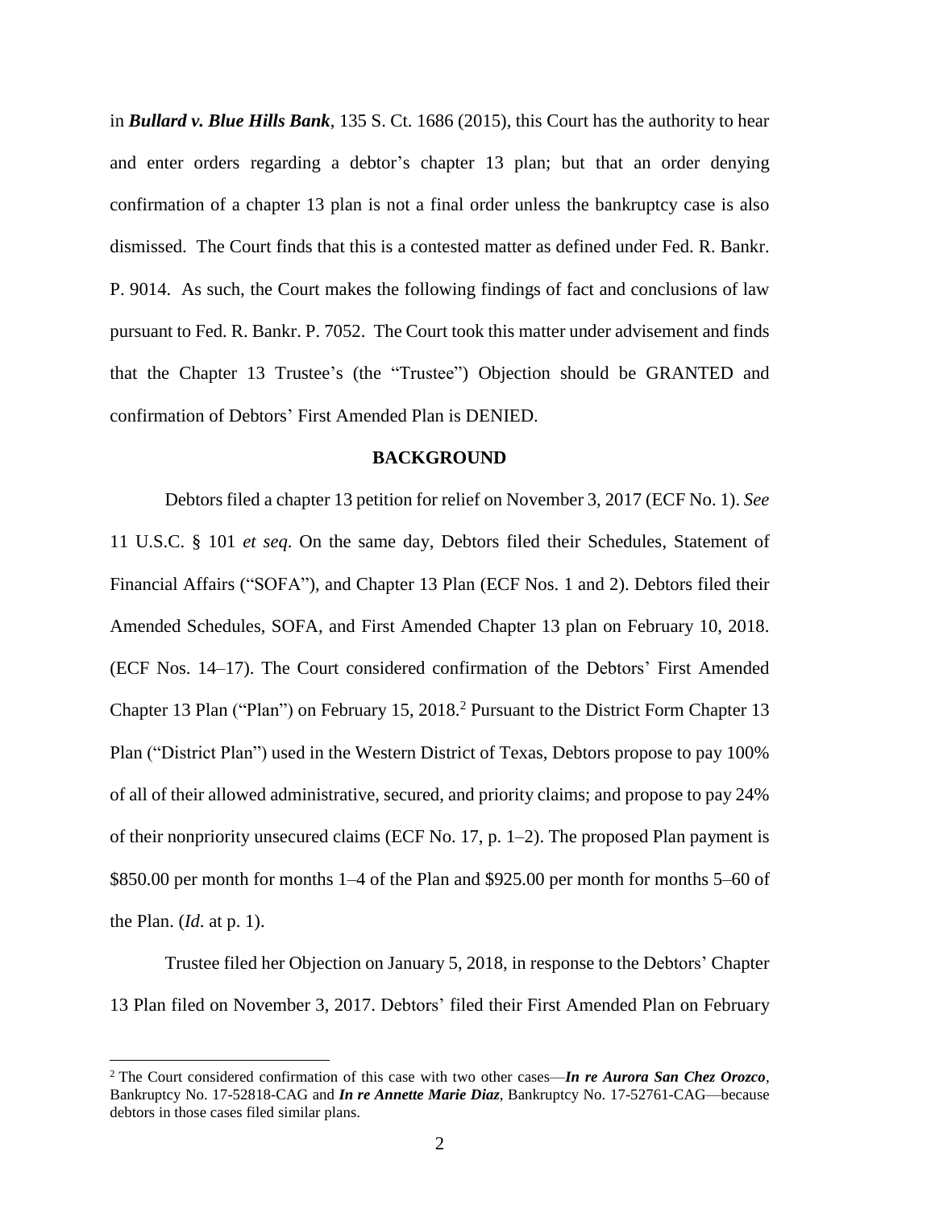in ***Bullard v. Blue Hills Bank***, 135 S. Ct. 1686 (2015), this Court has the authority to hear and enter orders regarding a debtor's chapter 13 plan; but that an order denying confirmation of a chapter 13 plan is not a final order unless the bankruptcy case is also dismissed. The Court finds that this is a contested matter as defined under Fed. R. Bankr. P. 9014. As such, the Court makes the following findings of fact and conclusions of law pursuant to Fed. R. Bankr. P. 7052. The Court took this matter under advisement and finds that the Chapter 13 Trustee's (the "Trustee") Objection should be GRANTED and confirmation of Debtors' First Amended Plan is DENIED.

## BACKGROUND

Debtors filed a chapter 13 petition for relief on November 3, 2017 (ECF No. 1). *See* 11 U.S.C. § 101 *et seq*. On the same day, Debtors filed their Schedules, Statement of Financial Affairs ("SOFA"), and Chapter 13 Plan (ECF Nos. 1 and 2). Debtors filed their Amended Schedules, SOFA, and First Amended Chapter 13 plan on February 10, 2018. (ECF Nos. 14–17). The Court considered confirmation of the Debtors' First Amended Chapter 13 Plan ("Plan") on February 15, 2018.[2] Pursuant to the District Form Chapter 13 Plan ("District Plan") used in the Western District of Texas, Debtors propose to pay 100% of all of their allowed administrative, secured, and priority claims; and propose to pay 24% of their nonpriority unsecured claims (ECF No. 17, p. 1–2). The proposed Plan payment is \$850.00 per month for months 1–4 of the Plan and \$925.00 per month for months 5–60 of the Plan. (*Id*. at p. 1).

Trustee filed her Objection on January 5, 2018, in response to the Debtors' Chapter 13 Plan filed on November 3, 2017. Debtors' filed their First Amended Plan on February

[2] The Court considered confirmation of this case with two other cases—***In re Aurora San Chez Orozco***, Bankruptcy No. 17-52818-CAG and ***In re Annette Marie Diaz***, Bankruptcy No. 17-52761-CAG—because debtors in those cases filed similar plans.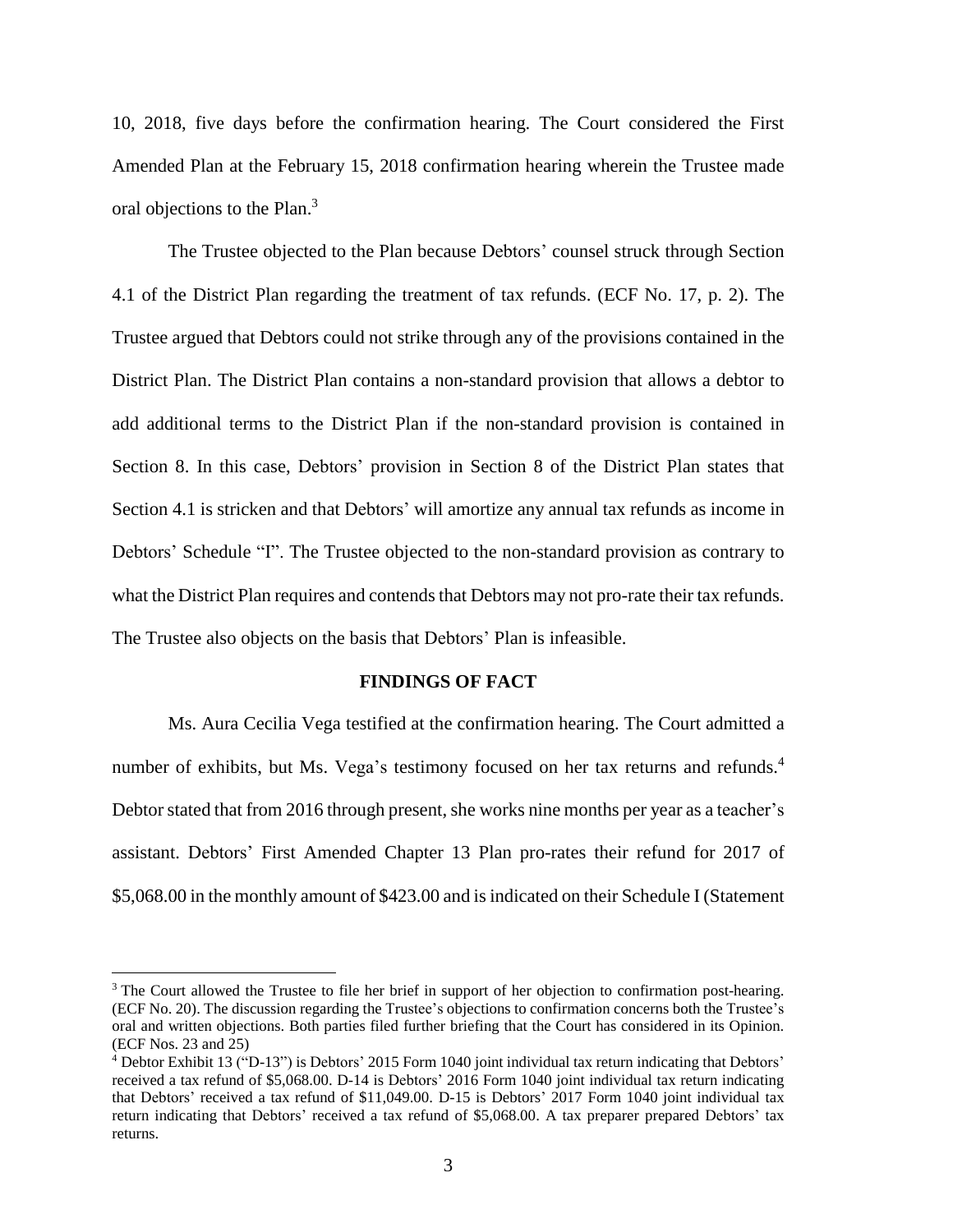10, 2018, five days before the confirmation hearing. The Court considered the First Amended Plan at the February 15, 2018 confirmation hearing wherein the Trustee made oral objections to the Plan.[3]

The Trustee objected to the Plan because Debtors' counsel struck through Section 4.1 of the District Plan regarding the treatment of tax refunds. (ECF No. 17, p. 2). The Trustee argued that Debtors could not strike through any of the provisions contained in the District Plan. The District Plan contains a non-standard provision that allows a debtor to add additional terms to the District Plan if the non-standard provision is contained in Section 8. In this case, Debtors' provision in Section 8 of the District Plan states that Section 4.1 is stricken and that Debtors' will amortize any annual tax refunds as income in Debtors' Schedule "I". The Trustee objected to the non-standard provision as contrary to what the District Plan requires and contends that Debtors may not pro-rate their tax refunds. The Trustee also objects on the basis that Debtors' Plan is infeasible.

## FINDINGS OF FACT

Ms. Aura Cecilia Vega testified at the confirmation hearing. The Court admitted a number of exhibits, but Ms. Vega's testimony focused on her tax returns and refunds.[4] Debtor stated that from 2016 through present, she works nine months per year as a teacher's assistant. Debtors' First Amended Chapter 13 Plan pro-rates their refund for 2017 of $5,068.00 in the monthly amount of $423.00 and is indicated on their Schedule I (Statement

[3] The Court allowed the Trustee to file her brief in support of her objection to confirmation post-hearing. (ECF No. 20). The discussion regarding the Trustee's objections to confirmation concerns both the Trustee's oral and written objections. Both parties filed further briefing that the Court has considered in its Opinion. (ECF Nos. 23 and 25)

[4] Debtor Exhibit 13 ("D-13") is Debtors' 2015 Form 1040 joint individual tax return indicating that Debtors' received a tax refund of $5,068.00. D-14 is Debtors' 2016 Form 1040 joint individual tax return indicating that Debtors' received a tax refund of $11,049.00. D-15 is Debtors' 2017 Form 1040 joint individual tax return indicating that Debtors' received a tax refund of $5,068.00. A tax preparer prepared Debtors' tax returns.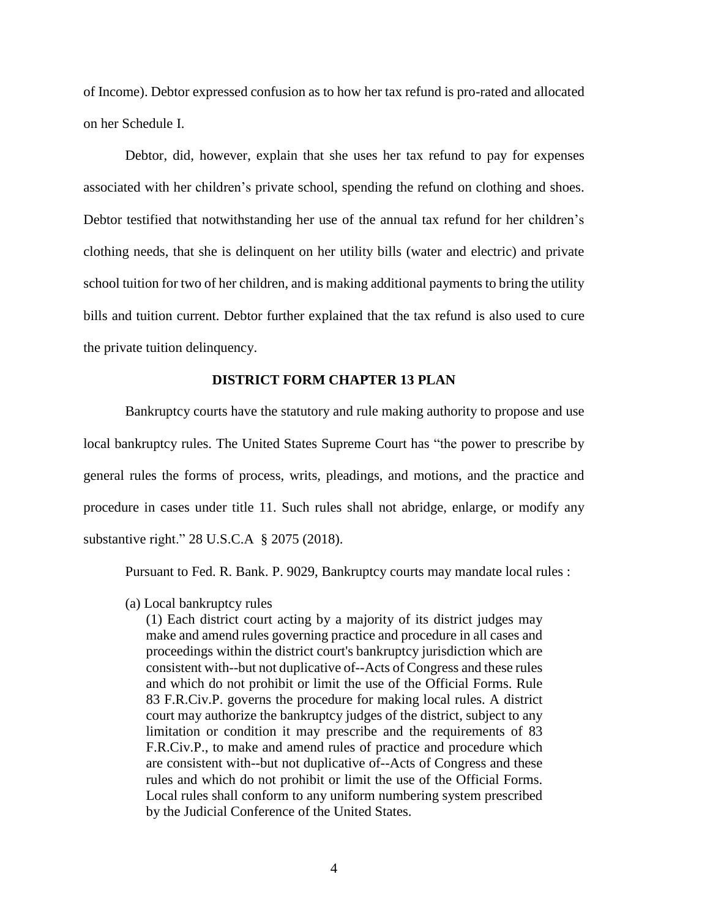of Income). Debtor expressed confusion as to how her tax refund is pro-rated and allocated on her Schedule I.

Debtor, did, however, explain that she uses her tax refund to pay for expenses associated with her children's private school, spending the refund on clothing and shoes. Debtor testified that notwithstanding her use of the annual tax refund for her children's clothing needs, that she is delinquent on her utility bills (water and electric) and private school tuition for two of her children, and is making additional payments to bring the utility bills and tuition current. Debtor further explained that the tax refund is also used to cure the private tuition delinquency.

## DISTRICT FORM CHAPTER 13 PLAN

Bankruptcy courts have the statutory and rule making authority to propose and use local bankruptcy rules. The United States Supreme Court has "the power to prescribe by general rules the forms of process, writs, pleadings, and motions, and the practice and procedure in cases under title 11. Such rules shall not abridge, enlarge, or modify any substantive right." 28 U.S.C.A § 2075 (2018).

Pursuant to Fed. R. Bank. P. 9029, Bankruptcy courts may mandate local rules :

> (a) Local bankruptcy rules
>
> (1) Each district court acting by a majority of its district judges may make and amend rules governing practice and procedure in all cases and proceedings within the district court's bankruptcy jurisdiction which are consistent with--but not duplicative of--Acts of Congress and these rules and which do not prohibit or limit the use of the Official Forms. Rule 83 F.R.Civ.P. governs the procedure for making local rules. A district court may authorize the bankruptcy judges of the district, subject to any limitation or condition it may prescribe and the requirements of 83 F.R.Civ.P., to make and amend rules of practice and procedure which are consistent with--but not duplicative of--Acts of Congress and these rules and which do not prohibit or limit the use of the Official Forms. Local rules shall conform to any uniform numbering system prescribed by the Judicial Conference of the United States.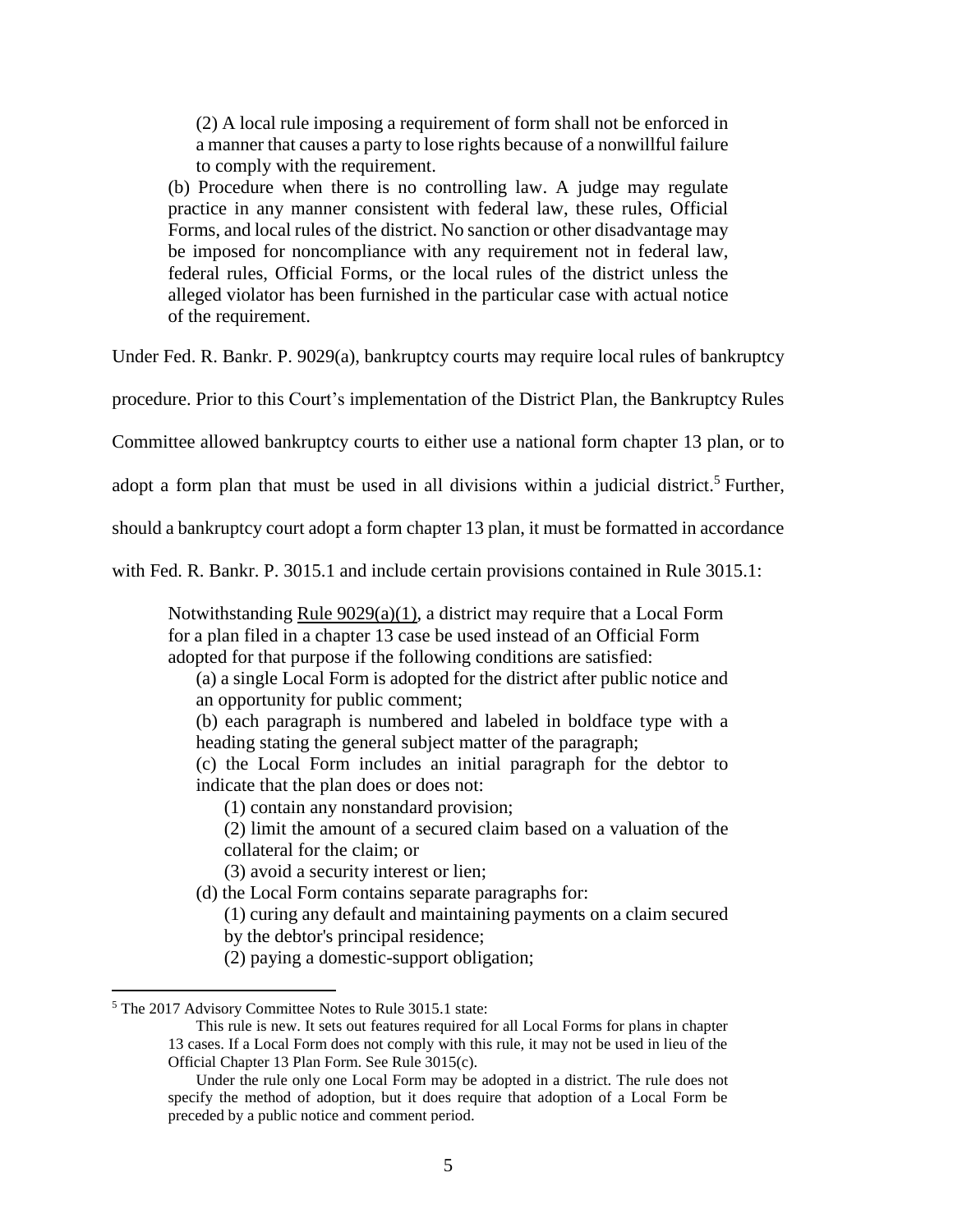> (2) A local rule imposing a requirement of form shall not be enforced in a manner that causes a party to lose rights because of a nonwillful failure to comply with the requirement.
>
> (b) Procedure when there is no controlling law. A judge may regulate practice in any manner consistent with federal law, these rules, Official Forms, and local rules of the district. No sanction or other disadvantage may be imposed for noncompliance with any requirement not in federal law, federal rules, Official Forms, or the local rules of the district unless the alleged violator has been furnished in the particular case with actual notice of the requirement.

Under Fed. R. Bankr. P. 9029(a), bankruptcy courts may require local rules of bankruptcy procedure. Prior to this Court's implementation of the District Plan, the Bankruptcy Rules Committee allowed bankruptcy courts to either use a national form chapter 13 plan, or to adopt a form plan that must be used in all divisions within a judicial district.[5] Further, should a bankruptcy court adopt a form chapter 13 plan, it must be formatted in accordance with Fed. R. Bankr. P. 3015.1 and include certain provisions contained in Rule 3015.1:

> Notwithstanding Rule 9029(a)(1), a district may require that a Local Form for a plan filed in a chapter 13 case be used instead of an Official Form adopted for that purpose if the following conditions are satisfied:
>
> (a) a single Local Form is adopted for the district after public notice and an opportunity for public comment;
>
> (b) each paragraph is numbered and labeled in boldface type with a heading stating the general subject matter of the paragraph;
>
> (c) the Local Form includes an initial paragraph for the debtor to indicate that the plan does or does not:
>
> (1) contain any nonstandard provision;
>
> (2) limit the amount of a secured claim based on a valuation of the collateral for the claim; or
>
> (3) avoid a security interest or lien;
>
> (d) the Local Form contains separate paragraphs for:
>
> (1) curing any default and maintaining payments on a claim secured by the debtor's principal residence;
>
> (2) paying a domestic-support obligation;

---

[5] The 2017 Advisory Committee Notes to Rule 3015.1 state:

> This rule is new. It sets out features required for all Local Forms for plans in chapter 13 cases. If a Local Form does not comply with this rule, it may not be used in lieu of the Official Chapter 13 Plan Form. See Rule 3015(c).
>
> Under the rule only one Local Form may be adopted in a district. The rule does not specify the method of adoption, but it does require that adoption of a Local Form be preceded by a public notice and comment period.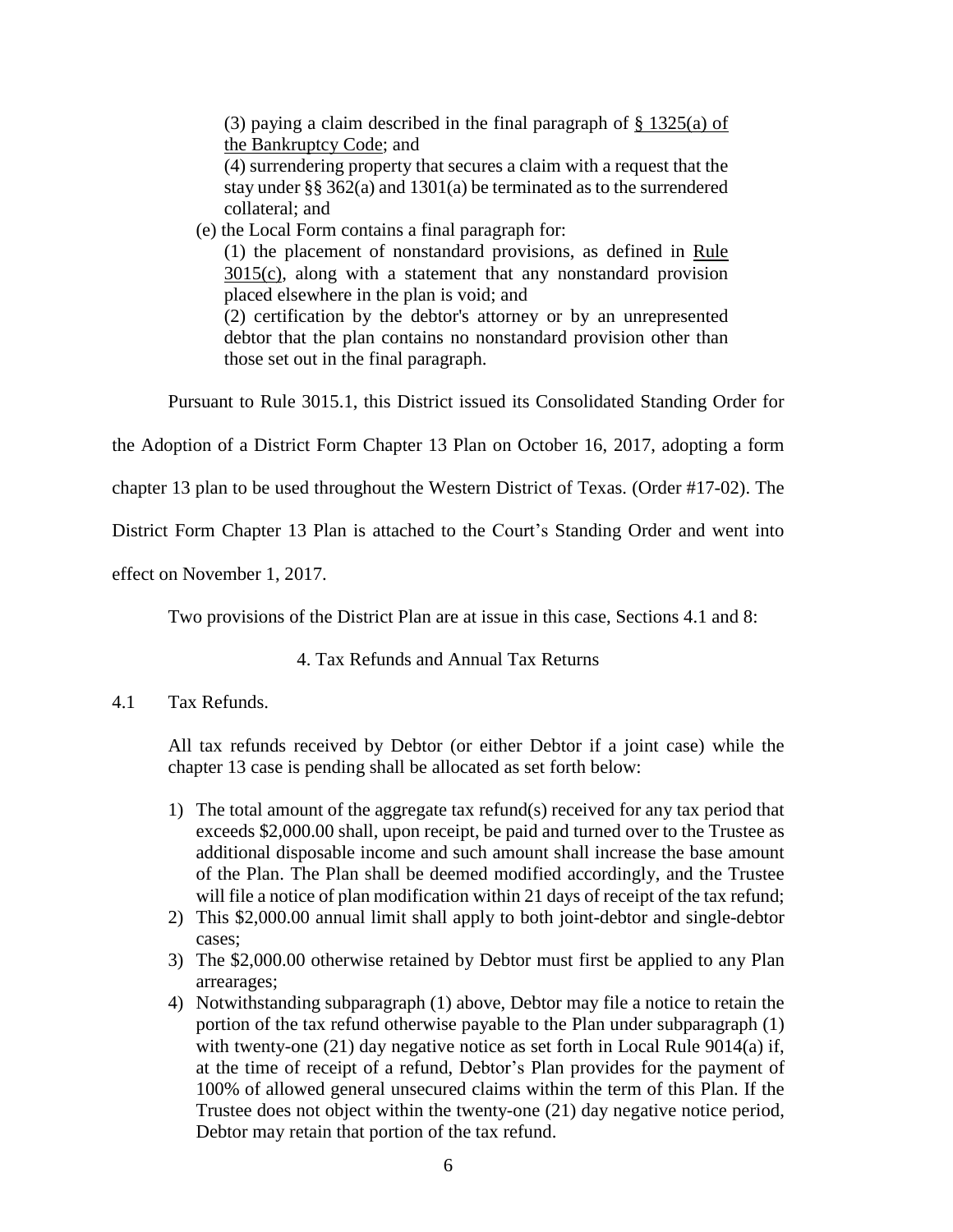(3) paying a claim described in the final paragraph of § 1325(a) of the Bankruptcy Code; and

(4) surrendering property that secures a claim with a request that the stay under §§ 362(a) and 1301(a) be terminated as to the surrendered collateral; and

(e) the Local Form contains a final paragraph for:

(1) the placement of nonstandard provisions, as defined in Rule 3015(c), along with a statement that any nonstandard provision placed elsewhere in the plan is void; and

(2) certification by the debtor's attorney or by an unrepresented debtor that the plan contains no nonstandard provision other than those set out in the final paragraph.

Pursuant to Rule 3015.1, this District issued its Consolidated Standing Order for the Adoption of a District Form Chapter 13 Plan on October 16, 2017, adopting a form chapter 13 plan to be used throughout the Western District of Texas. (Order #17-02). The District Form Chapter 13 Plan is attached to the Court's Standing Order and went into effect on November 1, 2017.

Two provisions of the District Plan are at issue in this case, Sections 4.1 and 8:

4. Tax Refunds and Annual Tax Returns

4.1 Tax Refunds.

All tax refunds received by Debtor (or either Debtor if a joint case) while the chapter 13 case is pending shall be allocated as set forth below:

1) The total amount of the aggregate tax refund(s) received for any tax period that exceeds $2,000.00 shall, upon receipt, be paid and turned over to the Trustee as additional disposable income and such amount shall increase the base amount of the Plan. The Plan shall be deemed modified accordingly, and the Trustee will file a notice of plan modification within 21 days of receipt of the tax refund;
2) This $2,000.00 annual limit shall apply to both joint-debtor and single-debtor cases;
3) The $2,000.00 otherwise retained by Debtor must first be applied to any Plan arrearages;
4) Notwithstanding subparagraph (1) above, Debtor may file a notice to retain the portion of the tax refund otherwise payable to the Plan under subparagraph (1) with twenty-one (21) day negative notice as set forth in Local Rule 9014(a) if, at the time of receipt of a refund, Debtor's Plan provides for the payment of 100% of allowed general unsecured claims within the term of this Plan. If the Trustee does not object within the twenty-one (21) day negative notice period, Debtor may retain that portion of the tax refund.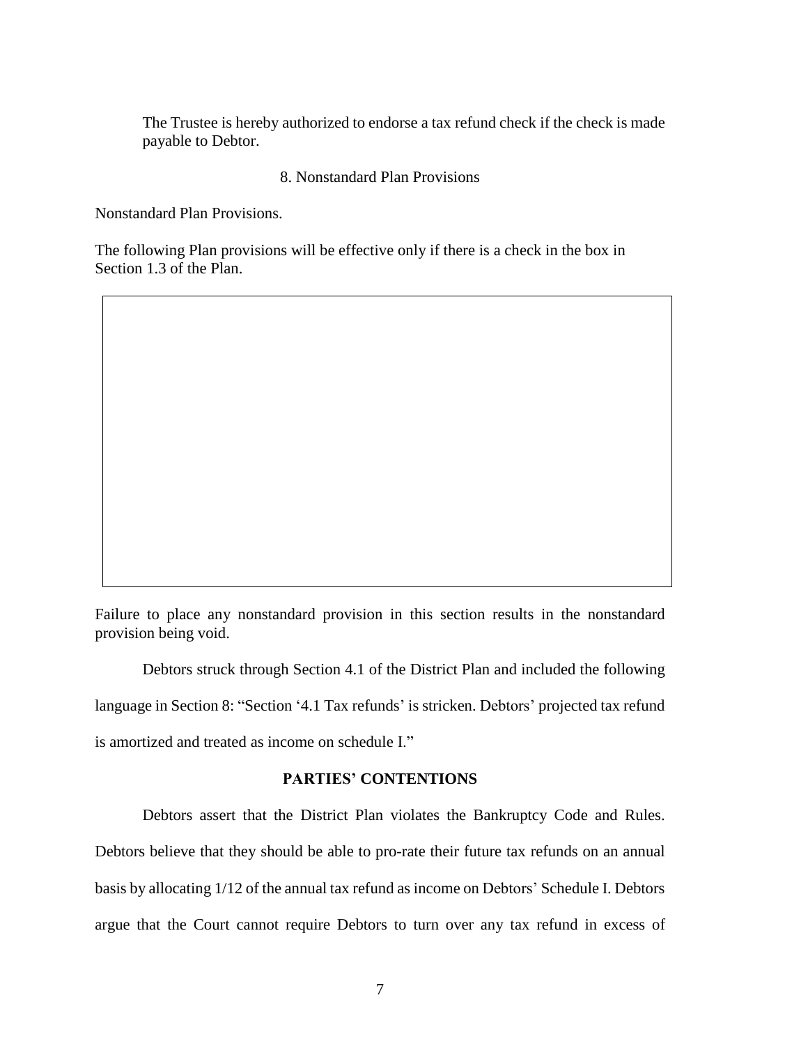The Trustee is hereby authorized to endorse a tax refund check if the check is made payable to Debtor.

8. Nonstandard Plan Provisions

Nonstandard Plan Provisions.

The following Plan provisions will be effective only if there is a check in the box in Section 1.3 of the Plan.

| |
|---|
| |

Failure to place any nonstandard provision in this section results in the nonstandard provision being void.

Debtors struck through Section 4.1 of the District Plan and included the following language in Section 8: "Section '4.1 Tax refunds' is stricken. Debtors' projected tax refund is amortized and treated as income on schedule I."

**PARTIES' CONTENTIONS**

Debtors assert that the District Plan violates the Bankruptcy Code and Rules. Debtors believe that they should be able to pro-rate their future tax refunds on an annual basis by allocating 1/12 of the annual tax refund as income on Debtors' Schedule I. Debtors argue that the Court cannot require Debtors to turn over any tax refund in excess of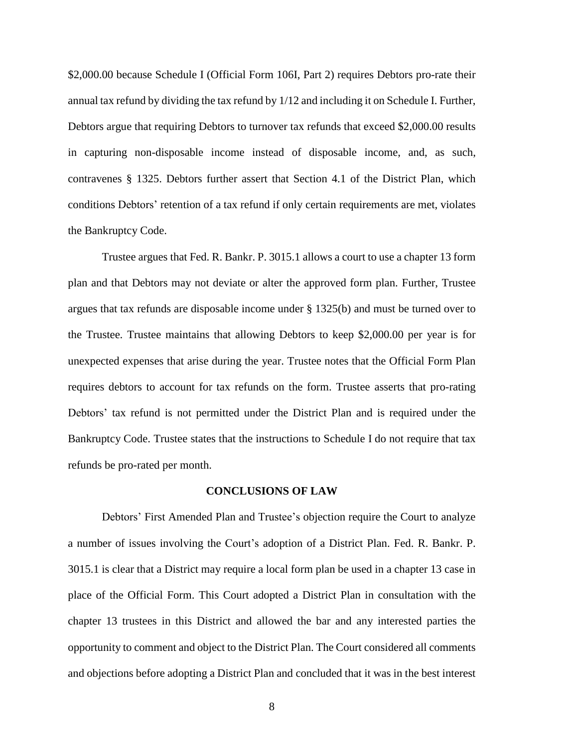$2,000.00 because Schedule I (Official Form 106I, Part 2) requires Debtors pro-rate their annual tax refund by dividing the tax refund by 1/12 and including it on Schedule I. Further, Debtors argue that requiring Debtors to turnover tax refunds that exceed $2,000.00 results in capturing non-disposable income instead of disposable income, and, as such, contravenes § 1325. Debtors further assert that Section 4.1 of the District Plan, which conditions Debtors' retention of a tax refund if only certain requirements are met, violates the Bankruptcy Code.

Trustee argues that Fed. R. Bankr. P. 3015.1 allows a court to use a chapter 13 form plan and that Debtors may not deviate or alter the approved form plan. Further, Trustee argues that tax refunds are disposable income under § 1325(b) and must be turned over to the Trustee. Trustee maintains that allowing Debtors to keep $2,000.00 per year is for unexpected expenses that arise during the year. Trustee notes that the Official Form Plan requires debtors to account for tax refunds on the form. Trustee asserts that pro-rating Debtors' tax refund is not permitted under the District Plan and is required under the Bankruptcy Code. Trustee states that the instructions to Schedule I do not require that tax refunds be pro-rated per month.

## CONCLUSIONS OF LAW

Debtors' First Amended Plan and Trustee's objection require the Court to analyze a number of issues involving the Court's adoption of a District Plan. Fed. R. Bankr. P. 3015.1 is clear that a District may require a local form plan be used in a chapter 13 case in place of the Official Form. This Court adopted a District Plan in consultation with the chapter 13 trustees in this District and allowed the bar and any interested parties the opportunity to comment and object to the District Plan. The Court considered all comments and objections before adopting a District Plan and concluded that it was in the best interest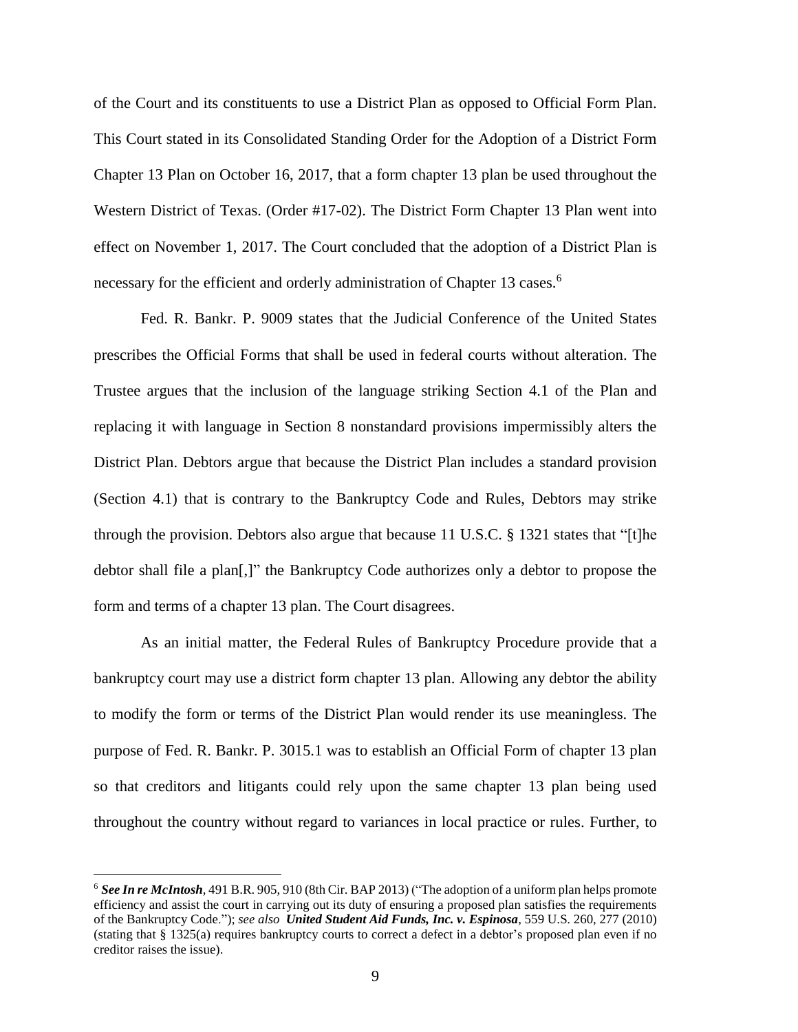of the Court and its constituents to use a District Plan as opposed to Official Form Plan. This Court stated in its Consolidated Standing Order for the Adoption of a District Form Chapter 13 Plan on October 16, 2017, that a form chapter 13 plan be used throughout the Western District of Texas. (Order #17-02). The District Form Chapter 13 Plan went into effect on November 1, 2017. The Court concluded that the adoption of a District Plan is necessary for the efficient and orderly administration of Chapter 13 cases.[6]

Fed. R. Bankr. P. 9009 states that the Judicial Conference of the United States prescribes the Official Forms that shall be used in federal courts without alteration. The Trustee argues that the inclusion of the language striking Section 4.1 of the Plan and replacing it with language in Section 8 nonstandard provisions impermissibly alters the District Plan. Debtors argue that because the District Plan includes a standard provision (Section 4.1) that is contrary to the Bankruptcy Code and Rules, Debtors may strike through the provision. Debtors also argue that because 11 U.S.C. § 1321 states that "[t]he debtor shall file a plan[,]" the Bankruptcy Code authorizes only a debtor to propose the form and terms of a chapter 13 plan. The Court disagrees.

As an initial matter, the Federal Rules of Bankruptcy Procedure provide that a bankruptcy court may use a district form chapter 13 plan. Allowing any debtor the ability to modify the form or terms of the District Plan would render its use meaningless. The purpose of Fed. R. Bankr. P. 3015.1 was to establish an Official Form of chapter 13 plan so that creditors and litigants could rely upon the same chapter 13 plan being used throughout the country without regard to variances in local practice or rules. Further, to

---

[6] ***See In re McIntosh***, 491 B.R. 905, 910 (8th Cir. BAP 2013) ("The adoption of a uniform plan helps promote efficiency and assist the court in carrying out its duty of ensuring a proposed plan satisfies the requirements of the Bankruptcy Code."); *see also* ***United Student Aid Funds, Inc. v. Espinosa***, 559 U.S. 260, 277 (2010) (stating that § 1325(a) requires bankruptcy courts to correct a defect in a debtor's proposed plan even if no creditor raises the issue).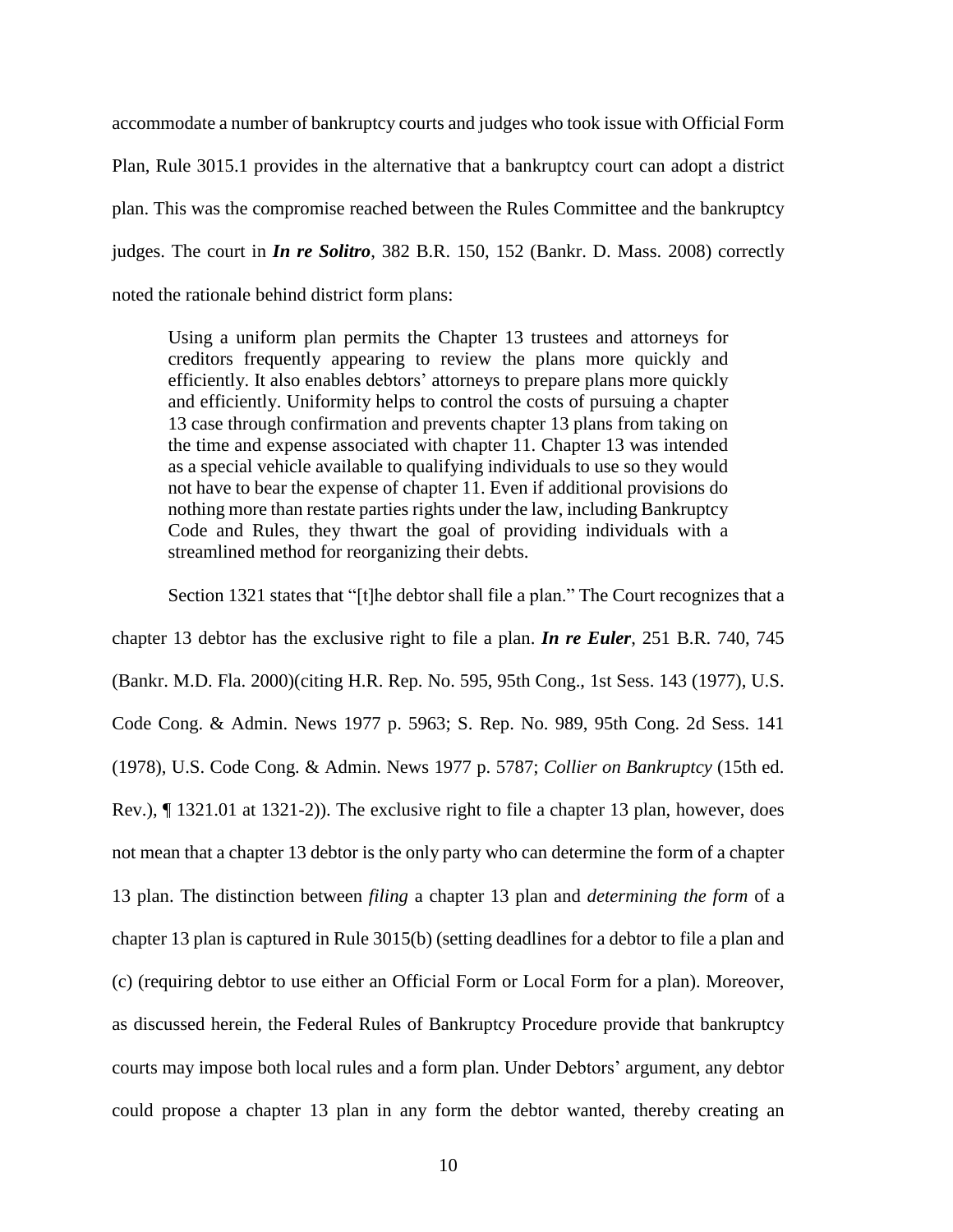accommodate a number of bankruptcy courts and judges who took issue with Official Form Plan, Rule 3015.1 provides in the alternative that a bankruptcy court can adopt a district plan. This was the compromise reached between the Rules Committee and the bankruptcy judges. The court in ***In re Solitro***, 382 B.R. 150, 152 (Bankr. D. Mass. 2008) correctly noted the rationale behind district form plans:

> Using a uniform plan permits the Chapter 13 trustees and attorneys for creditors frequently appearing to review the plans more quickly and efficiently. It also enables debtors' attorneys to prepare plans more quickly and efficiently. Uniformity helps to control the costs of pursuing a chapter 13 case through confirmation and prevents chapter 13 plans from taking on the time and expense associated with chapter 11. Chapter 13 was intended as a special vehicle available to qualifying individuals to use so they would not have to bear the expense of chapter 11. Even if additional provisions do nothing more than restate parties rights under the law, including Bankruptcy Code and Rules, they thwart the goal of providing individuals with a streamlined method for reorganizing their debts.

Section 1321 states that "[t]he debtor shall file a plan." The Court recognizes that a chapter 13 debtor has the exclusive right to file a plan. ***In re Euler***, 251 B.R. 740, 745 (Bankr. M.D. Fla. 2000)(citing H.R. Rep. No. 595, 95th Cong., 1st Sess. 143 (1977), U.S. Code Cong. & Admin. News 1977 p. 5963; S. Rep. No. 989, 95th Cong. 2d Sess. 141 (1978), U.S. Code Cong. & Admin. News 1977 p. 5787; *Collier on Bankruptcy* (15th ed. Rev.), ¶ 1321.01 at 1321-2)). The exclusive right to file a chapter 13 plan, however, does not mean that a chapter 13 debtor is the only party who can determine the form of a chapter 13 plan. The distinction between *filing* a chapter 13 plan and *determining the form* of a chapter 13 plan is captured in Rule 3015(b) (setting deadlines for a debtor to file a plan and (c) (requiring debtor to use either an Official Form or Local Form for a plan). Moreover, as discussed herein, the Federal Rules of Bankruptcy Procedure provide that bankruptcy courts may impose both local rules and a form plan. Under Debtors' argument, any debtor could propose a chapter 13 plan in any form the debtor wanted, thereby creating an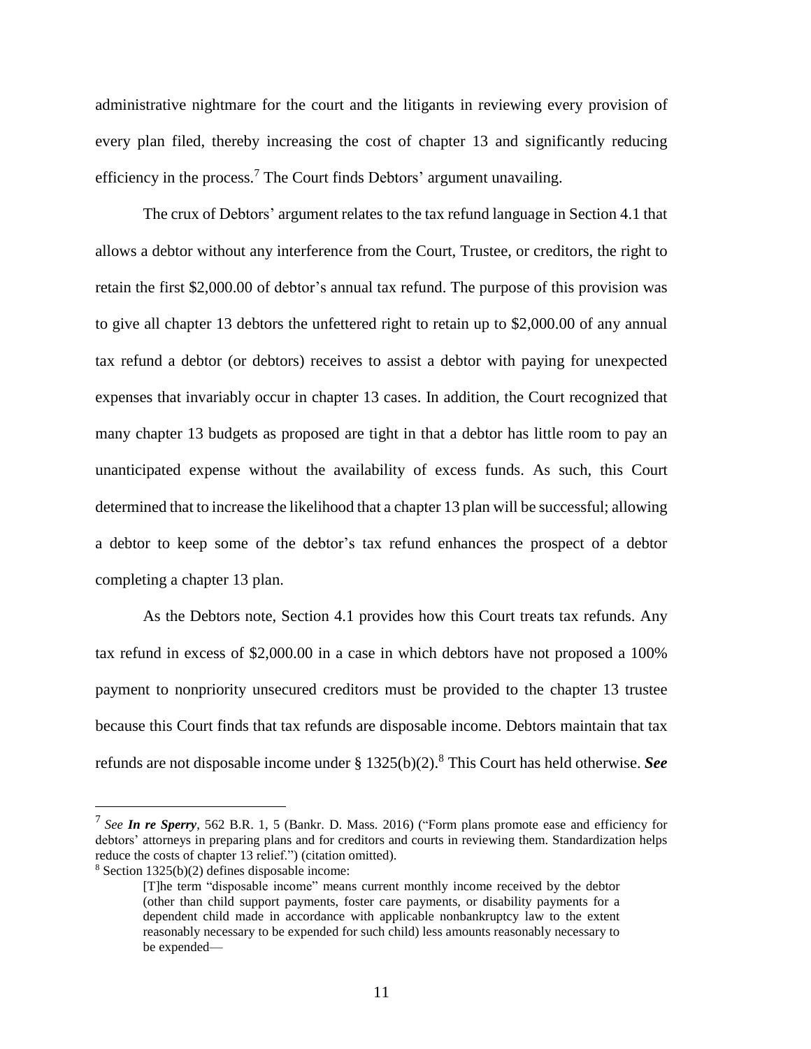administrative nightmare for the court and the litigants in reviewing every provision of every plan filed, thereby increasing the cost of chapter 13 and significantly reducing efficiency in the process.[7] The Court finds Debtors' argument unavailing.

The crux of Debtors' argument relates to the tax refund language in Section 4.1 that allows a debtor without any interference from the Court, Trustee, or creditors, the right to retain the first $2,000.00 of debtor's annual tax refund. The purpose of this provision was to give all chapter 13 debtors the unfettered right to retain up to $2,000.00 of any annual tax refund a debtor (or debtors) receives to assist a debtor with paying for unexpected expenses that invariably occur in chapter 13 cases. In addition, the Court recognized that many chapter 13 budgets as proposed are tight in that a debtor has little room to pay an unanticipated expense without the availability of excess funds. As such, this Court determined that to increase the likelihood that a chapter 13 plan will be successful; allowing a debtor to keep some of the debtor's tax refund enhances the prospect of a debtor completing a chapter 13 plan.

As the Debtors note, Section 4.1 provides how this Court treats tax refunds. Any tax refund in excess of $2,000.00 in a case in which debtors have not proposed a 100% payment to nonpriority unsecured creditors must be provided to the chapter 13 trustee because this Court finds that tax refunds are disposable income. Debtors maintain that tax refunds are not disposable income under § 1325(b)(2).[8] This Court has held otherwise. ***See***

---

[7] *See* ***In re Sperry***, 562 B.R. 1, 5 (Bankr. D. Mass. 2016) ("Form plans promote ease and efficiency for debtors' attorneys in preparing plans and for creditors and courts in reviewing them. Standardization helps reduce the costs of chapter 13 relief.") (citation omitted).

[8] Section 1325(b)(2) defines disposable income:

> [T]he term "disposable income" means current monthly income received by the debtor (other than child support payments, foster care payments, or disability payments for a dependent child made in accordance with applicable nonbankruptcy law to the extent reasonably necessary to be expended for such child) less amounts reasonably necessary to be expended—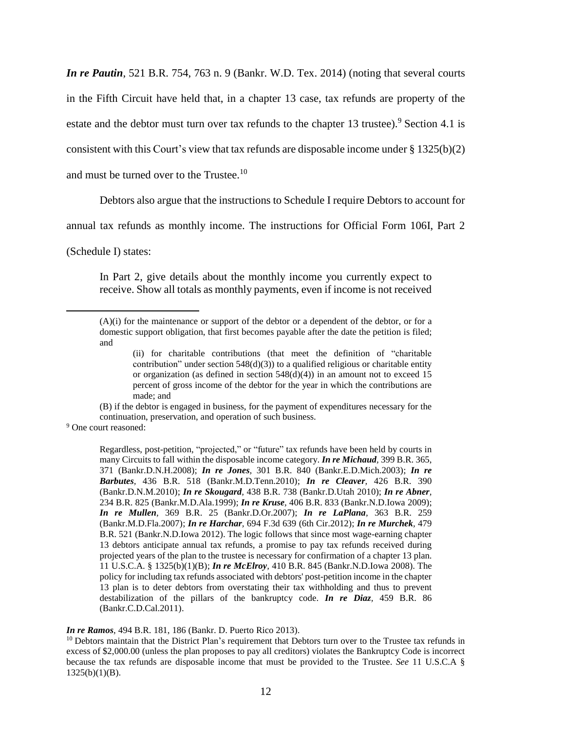*In re Pautin*, 521 B.R. 754, 763 n. 9 (Bankr. W.D. Tex. 2014) (noting that several courts in the Fifth Circuit have held that, in a chapter 13 case, tax refunds are property of the estate and the debtor must turn over tax refunds to the chapter 13 trustee).[9] Section 4.1 is consistent with this Court's view that tax refunds are disposable income under § 1325(b)(2) and must be turned over to the Trustee.[10]

Debtors also argue that the instructions to Schedule I require Debtors to account for annual tax refunds as monthly income. The instructions for Official Form 106I, Part 2 (Schedule I) states:

> In Part 2, give details about the monthly income you currently expect to receive. Show all totals as monthly payments, even if income is not received

---

> (A)(i) for the maintenance or support of the debtor or a dependent of the debtor, or for a domestic support obligation, that first becomes payable after the date the petition is filed; and
>
> > (ii) for charitable contributions (that meet the definition of "charitable contribution" under section 548(d)(3)) to a qualified religious or charitable entity or organization (as defined in section 548(d)(4)) in an amount not to exceed 15 percent of gross income of the debtor for the year in which the contributions are made; and
>
> (B) if the debtor is engaged in business, for the payment of expenditures necessary for the continuation, preservation, and operation of such business.

[9] One court reasoned:

> Regardless, post-petition, "projected," or "future" tax refunds have been held by courts in many Circuits to fall within the disposable income category. ***In re Michaud***, 399 B.R. 365, 371 (Bankr.D.N.H.2008); ***In re Jones***, 301 B.R. 840 (Bankr.E.D.Mich.2003); ***In re Barbutes***, 436 B.R. 518 (Bankr.M.D.Tenn.2010); ***In re Cleaver***, 426 B.R. 390 (Bankr.D.N.M.2010); ***In re Skougard***, 438 B.R. 738 (Bankr.D.Utah 2010); ***In re Abner***, 234 B.R. 825 (Bankr.M.D.Ala.1999); ***In re Kruse***, 406 B.R. 833 (Bankr.N.D.Iowa 2009); ***In re Mullen***, 369 B.R. 25 (Bankr.D.Or.2007); ***In re LaPlana***, 363 B.R. 259 (Bankr.M.D.Fla.2007); ***In re Harchar***, 694 F.3d 639 (6th Cir.2012); ***In re Murchek***, 479 B.R. 521 (Bankr.N.D.Iowa 2012). The logic follows that since most wage-earning chapter 13 debtors anticipate annual tax refunds, a promise to pay tax refunds received during projected years of the plan to the trustee is necessary for confirmation of a chapter 13 plan. 11 U.S.C.A. § 1325(b)(1)(B); ***In re McElroy***, 410 B.R. 845 (Bankr.N.D.Iowa 2008). The policy for including tax refunds associated with debtors' post-petition income in the chapter 13 plan is to deter debtors from overstating their tax withholding and thus to prevent destabilization of the pillars of the bankruptcy code. ***In re Diaz***, 459 B.R. 86 (Bankr.C.D.Cal.2011).

***In re Ramos***, 494 B.R. 181, 186 (Bankr. D. Puerto Rico 2013).

[10] Debtors maintain that the District Plan's requirement that Debtors turn over to the Trustee tax refunds in excess of $2,000.00 (unless the plan proposes to pay all creditors) violates the Bankruptcy Code is incorrect because the tax refunds are disposable income that must be provided to the Trustee. *See* 11 U.S.C.A § 1325(b)(1)(B).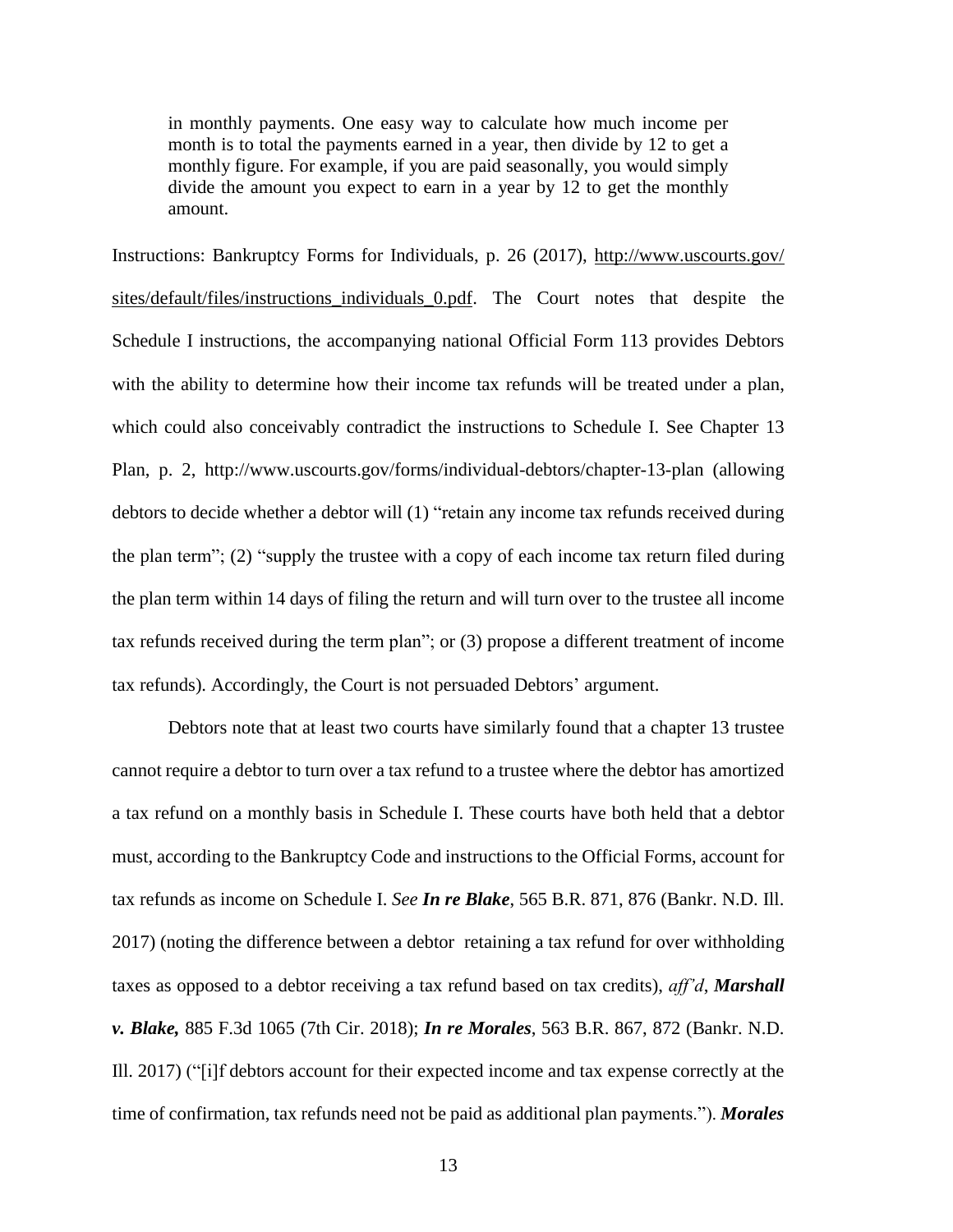> in monthly payments. One easy way to calculate how much income per month is to total the payments earned in a year, then divide by 12 to get a monthly figure. For example, if you are paid seasonally, you would simply divide the amount you expect to earn in a year by 12 to get the monthly amount.

Instructions: Bankruptcy Forms for Individuals, p. 26 (2017), http://www.uscourts.gov/sites/default/files/instructions_individuals_0.pdf. The Court notes that despite the Schedule I instructions, the accompanying national Official Form 113 provides Debtors with the ability to determine how their income tax refunds will be treated under a plan, which could also conceivably contradict the instructions to Schedule I. See Chapter 13 Plan, p. 2, http://www.uscourts.gov/forms/individual-debtors/chapter-13-plan (allowing debtors to decide whether a debtor will (1) "retain any income tax refunds received during the plan term"; (2) "supply the trustee with a copy of each income tax return filed during the plan term within 14 days of filing the return and will turn over to the trustee all income tax refunds received during the term plan"; or (3) propose a different treatment of income tax refunds). Accordingly, the Court is not persuaded Debtors' argument.

Debtors note that at least two courts have similarly found that a chapter 13 trustee cannot require a debtor to turn over a tax refund to a trustee where the debtor has amortized a tax refund on a monthly basis in Schedule I. These courts have both held that a debtor must, according to the Bankruptcy Code and instructions to the Official Forms, account for tax refunds as income on Schedule I. *See* ***In re Blake***, 565 B.R. 871, 876 (Bankr. N.D. Ill. 2017) (noting the difference between a debtor retaining a tax refund for over withholding taxes as opposed to a debtor receiving a tax refund based on tax credits), *aff'd*, ***Marshall v. Blake,*** 885 F.3d 1065 (7th Cir. 2018); ***In re Morales***, 563 B.R. 867, 872 (Bankr. N.D. Ill. 2017) ("[i]f debtors account for their expected income and tax expense correctly at the time of confirmation, tax refunds need not be paid as additional plan payments."). ***Morales***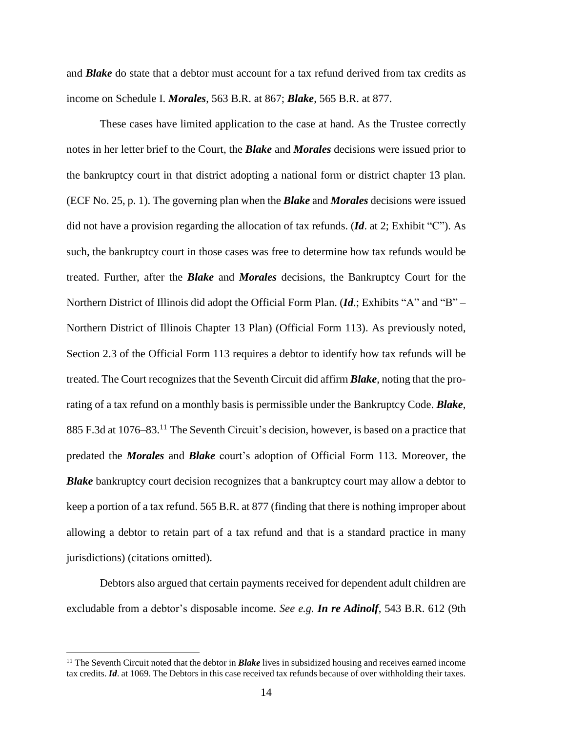and ***Blake*** do state that a debtor must account for a tax refund derived from tax credits as income on Schedule I. ***Morales***, 563 B.R. at 867; ***Blake***, 565 B.R. at 877.

These cases have limited application to the case at hand. As the Trustee correctly notes in her letter brief to the Court, the ***Blake*** and ***Morales*** decisions were issued prior to the bankruptcy court in that district adopting a national form or district chapter 13 plan. (ECF No. 25, p. 1). The governing plan when the ***Blake*** and ***Morales*** decisions were issued did not have a provision regarding the allocation of tax refunds. (***Id***. at 2; Exhibit "C"). As such, the bankruptcy court in those cases was free to determine how tax refunds would be treated. Further, after the ***Blake*** and ***Morales*** decisions, the Bankruptcy Court for the Northern District of Illinois did adopt the Official Form Plan. (***Id***.; Exhibits "A" and "B" – Northern District of Illinois Chapter 13 Plan) (Official Form 113). As previously noted, Section 2.3 of the Official Form 113 requires a debtor to identify how tax refunds will be treated. The Court recognizes that the Seventh Circuit did affirm ***Blake***, noting that the pro-rating of a tax refund on a monthly basis is permissible under the Bankruptcy Code. ***Blake***, 885 F.3d at 1076–83.[11] The Seventh Circuit's decision, however, is based on a practice that predated the ***Morales*** and ***Blake*** court's adoption of Official Form 113. Moreover, the ***Blake*** bankruptcy court decision recognizes that a bankruptcy court may allow a debtor to keep a portion of a tax refund. 565 B.R. at 877 (finding that there is nothing improper about allowing a debtor to retain part of a tax refund and that is a standard practice in many jurisdictions) (citations omitted).

Debtors also argued that certain payments received for dependent adult children are excludable from a debtor's disposable income. *See e.g.* ***In re Adinolf***, 543 B.R. 612 (9th

[11] The Seventh Circuit noted that the debtor in ***Blake*** lives in subsidized housing and receives earned income tax credits. ***Id***. at 1069. The Debtors in this case received tax refunds because of over withholding their taxes.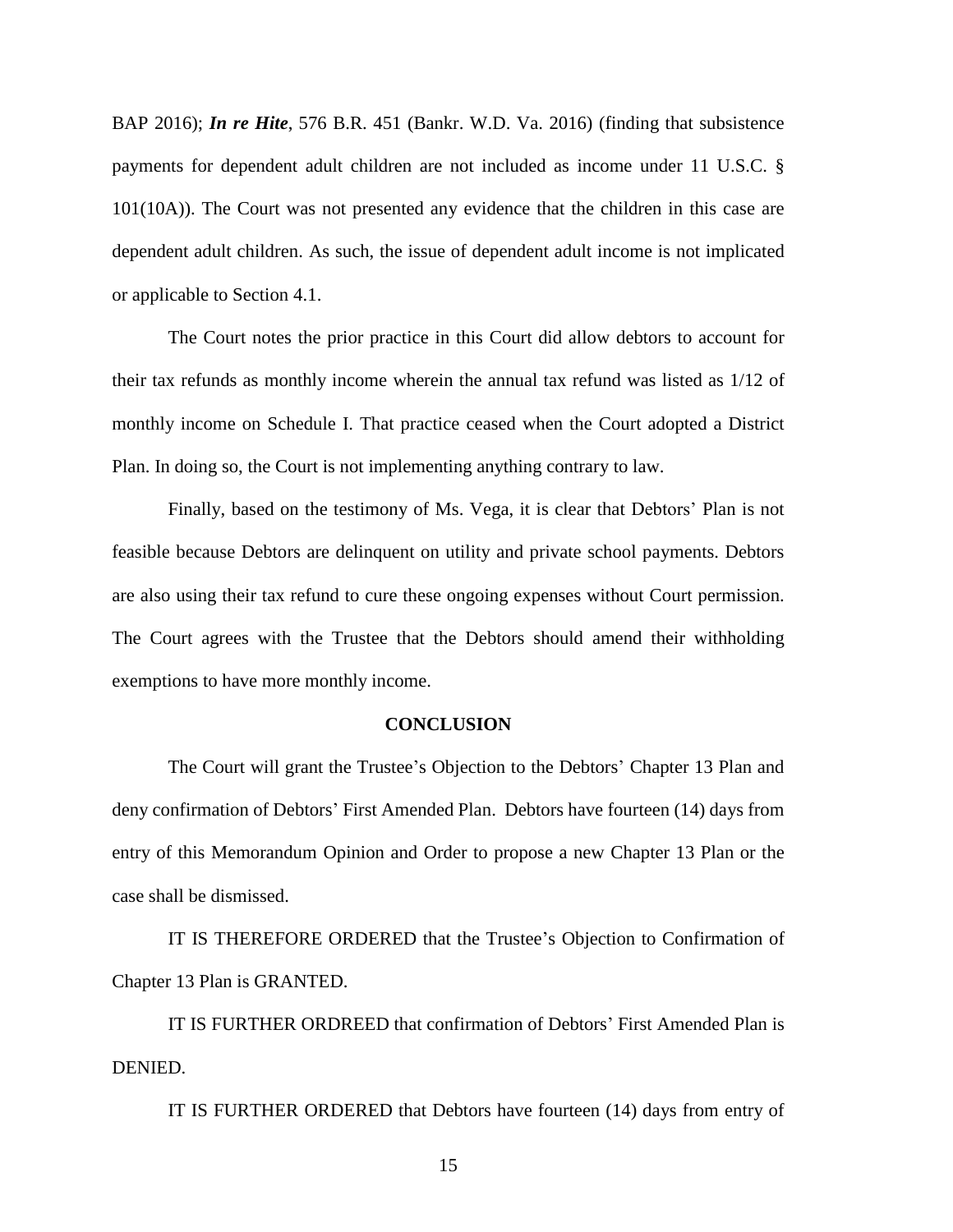BAP 2016); ***In re Hite***, 576 B.R. 451 (Bankr. W.D. Va. 2016) (finding that subsistence payments for dependent adult children are not included as income under 11 U.S.C. § 101(10A)). The Court was not presented any evidence that the children in this case are dependent adult children. As such, the issue of dependent adult income is not implicated or applicable to Section 4.1.

The Court notes the prior practice in this Court did allow debtors to account for their tax refunds as monthly income wherein the annual tax refund was listed as 1/12 of monthly income on Schedule I. That practice ceased when the Court adopted a District Plan. In doing so, the Court is not implementing anything contrary to law.

Finally, based on the testimony of Ms. Vega, it is clear that Debtors' Plan is not feasible because Debtors are delinquent on utility and private school payments. Debtors are also using their tax refund to cure these ongoing expenses without Court permission. The Court agrees with the Trustee that the Debtors should amend their withholding exemptions to have more monthly income.

## CONCLUSION

The Court will grant the Trustee's Objection to the Debtors' Chapter 13 Plan and deny confirmation of Debtors' First Amended Plan. Debtors have fourteen (14) days from entry of this Memorandum Opinion and Order to propose a new Chapter 13 Plan or the case shall be dismissed.

IT IS THEREFORE ORDERED that the Trustee's Objection to Confirmation of Chapter 13 Plan is GRANTED.

IT IS FURTHER ORDREED that confirmation of Debtors' First Amended Plan is DENIED.

IT IS FURTHER ORDERED that Debtors have fourteen (14) days from entry of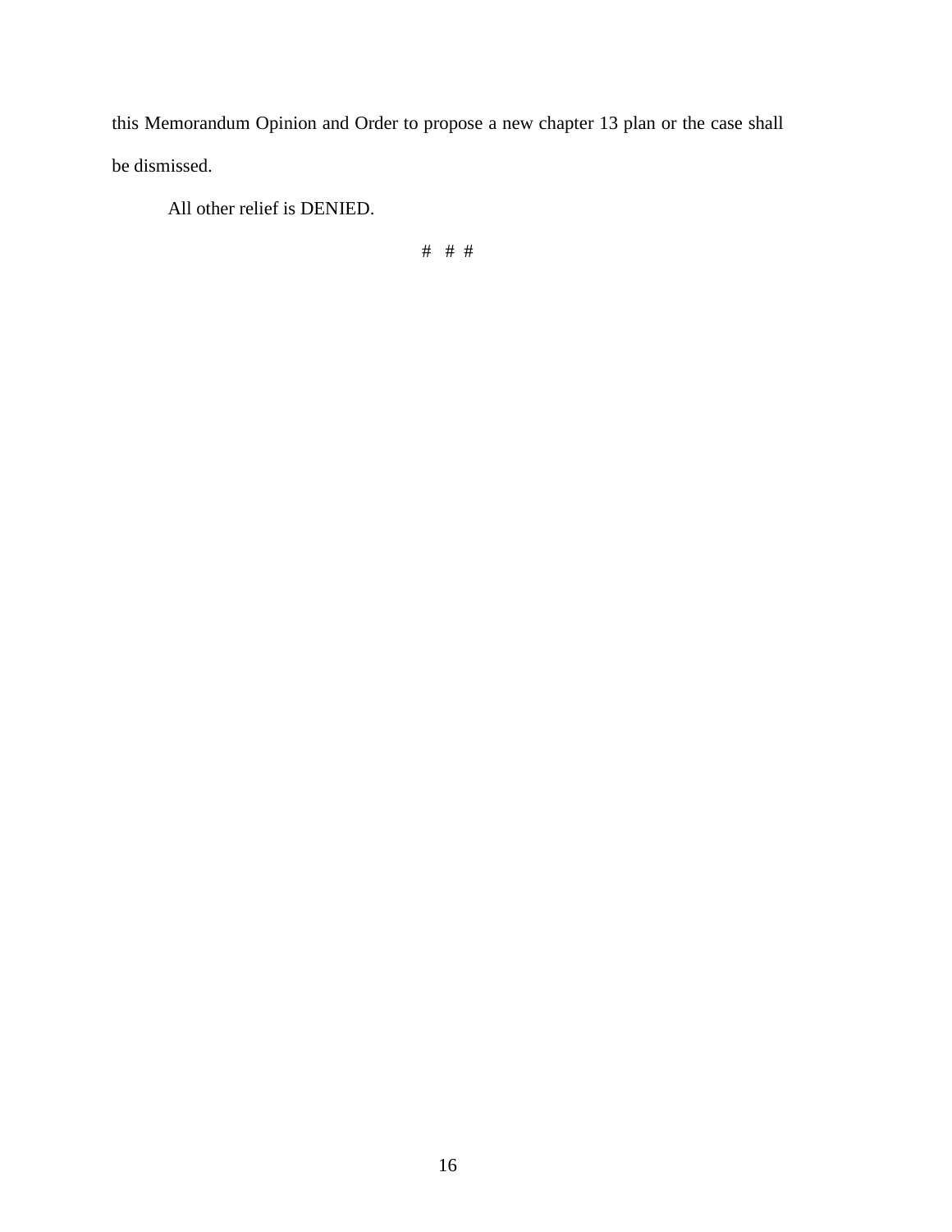this Memorandum Opinion and Order to propose a new chapter 13 plan or the case shall be dismissed.

All other relief is DENIED.

# # #